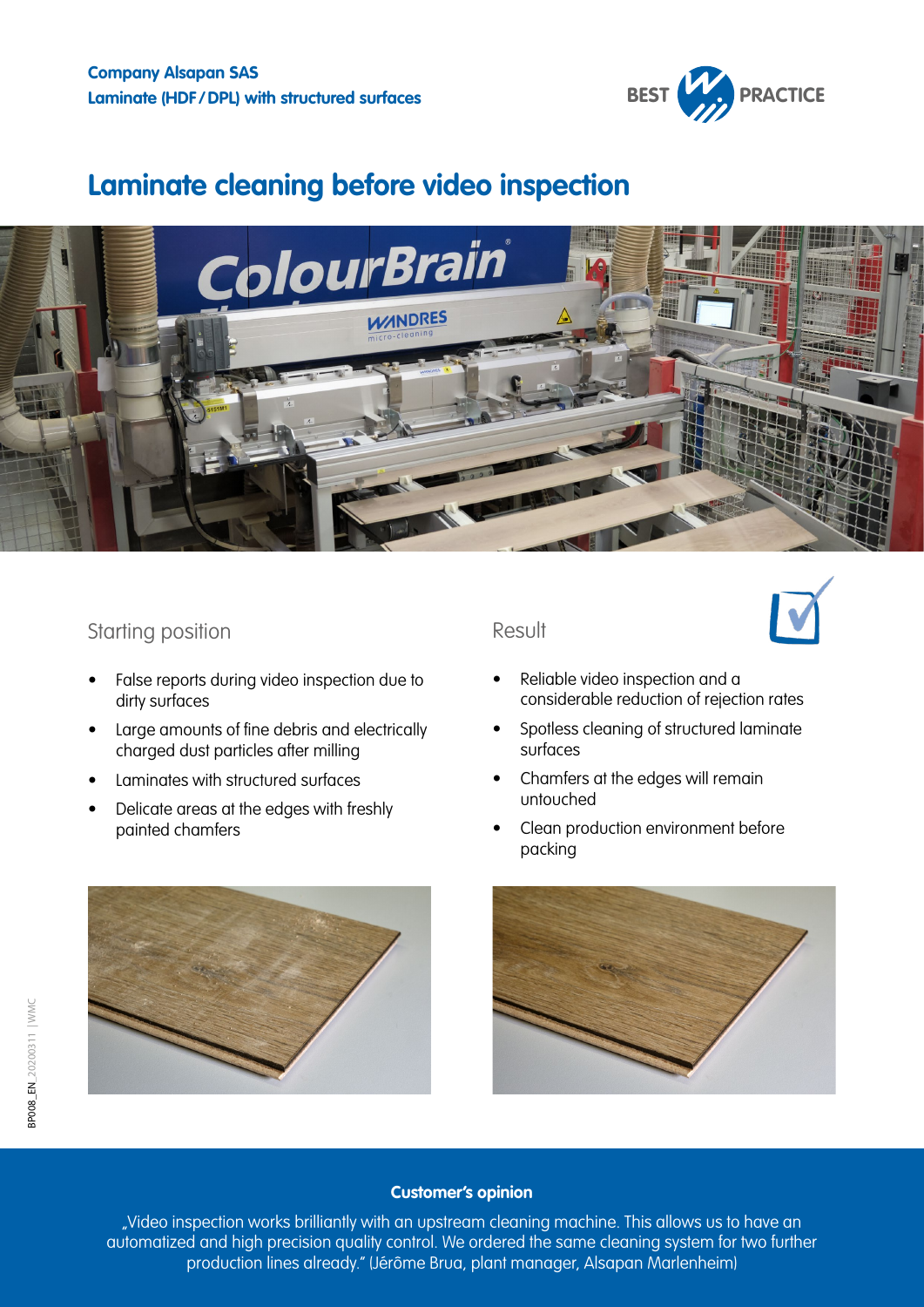**Company Alsapan SAS**
**Laminate (HDF / DPL) with structured surfaces**

BEST PRACTICE

# Laminate cleaning before video inspection

## Starting position

- False reports during video inspection due to dirty surfaces
- Large amounts of fine debris and electrically charged dust particles after milling
- Laminates with structured surfaces
- Delicate areas at the edges with freshly painted chamfers

## Result

- Reliable video inspection and a considerable reduction of rejection rates
- Spotless cleaning of structured laminate surfaces
- Chamfers at the edges will remain untouched
- Clean production environment before packing

**Customer's opinion**

„Video inspection works brilliantly with an upstream cleaning machine. This allows us to have an automatized and high precision quality control. We ordered the same cleaning system for two further production lines already." (Jérôme Brua, plant manager, Alsapan Marlenheim)

BP008_EN_20200311 | WMC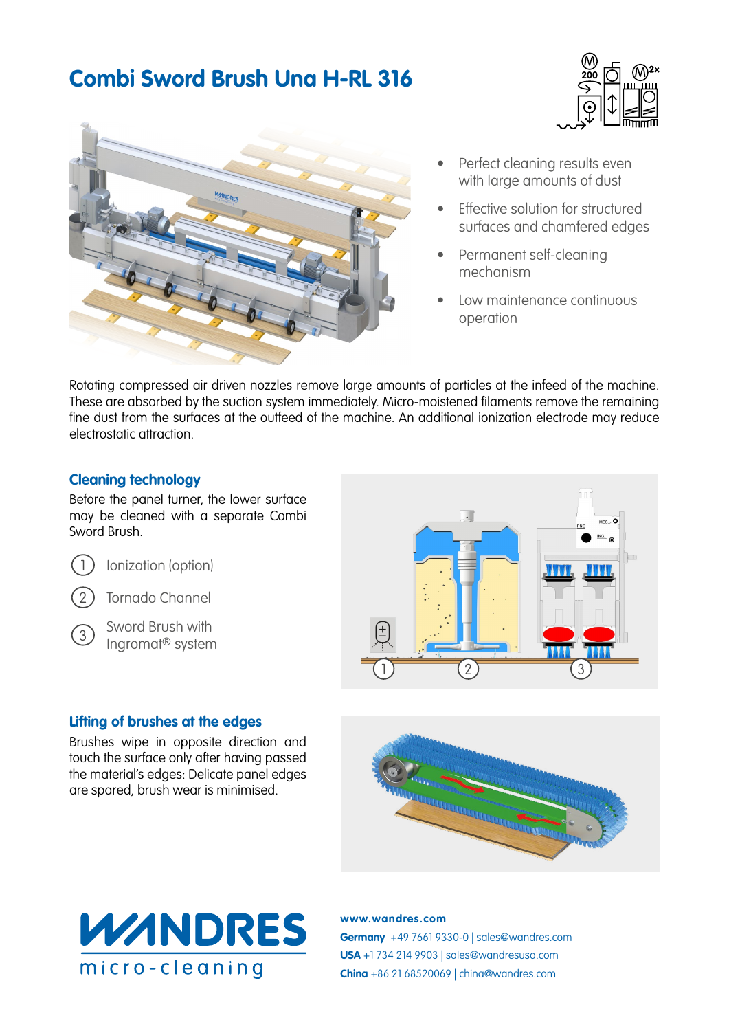# Combi Sword Brush Una H-RL 316

- Perfect cleaning results even with large amounts of dust
- Effective solution for structured surfaces and chamfered edges
- Permanent self-cleaning mechanism
- Low maintenance continuous operation

Rotating compressed air driven nozzles remove large amounts of particles at the infeed of the machine. These are absorbed by the suction system immediately. Micro-moistened filaments remove the remaining fine dust from the surfaces at the outfeed of the machine. An additional ionization electrode may reduce electrostatic attraction.

## Cleaning technology

Before the panel turner, the lower surface may be cleaned with a separate Combi Sword Brush.

1. Ionization (option)
2. Tornado Channel
3. Sword Brush with Ingromat® system

## Lifting of brushes at the edges

Brushes wipe in opposite direction and touch the surface only after having passed the material's edges: Delicate panel edges are spared, brush wear is minimised.

WANDRES
micro-cleaning

**www.wandres.com**

**Germany** +49 7661 9330-0 | sales@wandres.com

**USA** +1 734 214 9903 | sales@wandresusa.com

**China** +86 21 68520069 | china@wandres.com